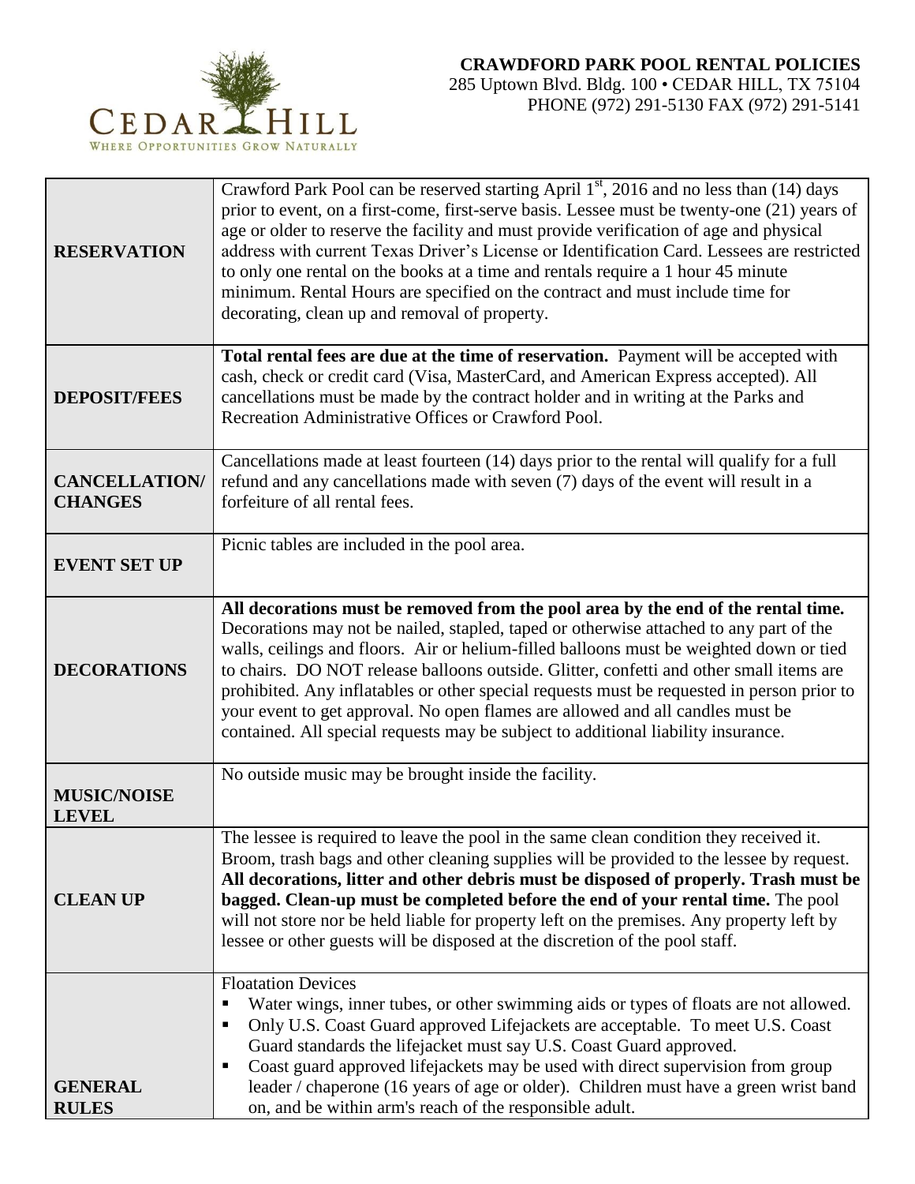**CRAWDFORD PARK POOL RENTAL POLICIES**
285 Uptown Blvd. Bldg. 100 • CEDAR HILL, TX 75104
PHONE (972) 291-5130 FAX (972) 291-5141

| | |
|---|---|
| **RESERVATION** | Crawford Park Pool can be reserved starting April 1st, 2016 and no less than (14) days prior to event, on a first-come, first-serve basis. Lessee must be twenty-one (21) years of age or older to reserve the facility and must provide verification of age and physical address with current Texas Driver's License or Identification Card. Lessees are restricted to only one rental on the books at a time and rentals require a 1 hour 45 minute minimum. Rental Hours are specified on the contract and must include time for decorating, clean up and removal of property. |
| **DEPOSIT/FEES** | **Total rental fees are due at the time of reservation.** Payment will be accepted with cash, check or credit card (Visa, MasterCard, and American Express accepted). All cancellations must be made by the contract holder and in writing at the Parks and Recreation Administrative Offices or Crawford Pool. |
| **CANCELLATION/ CHANGES** | Cancellations made at least fourteen (14) days prior to the rental will qualify for a full refund and any cancellations made with seven (7) days of the event will result in a forfeiture of all rental fees. |
| **EVENT SET UP** | Picnic tables are included in the pool area. |
| **DECORATIONS** | **All decorations must be removed from the pool area by the end of the rental time.** Decorations may not be nailed, stapled, taped or otherwise attached to any part of the walls, ceilings and floors. Air or helium-filled balloons must be weighted down or tied to chairs. DO NOT release balloons outside. Glitter, confetti and other small items are prohibited. Any inflatables or other special requests must be requested in person prior to your event to get approval. No open flames are allowed and all candles must be contained. All special requests may be subject to additional liability insurance. |
| **MUSIC/NOISE LEVEL** | No outside music may be brought inside the facility. |
| **CLEAN UP** | The lessee is required to leave the pool in the same clean condition they received it. Broom, trash bags and other cleaning supplies will be provided to the lessee by request. **All decorations, litter and other debris must be disposed of properly. Trash must be bagged. Clean-up must be completed before the end of your rental time.** The pool will not store nor be held liable for property left on the premises. Any property left by lessee or other guests will be disposed at the discretion of the pool staff. |
| **GENERAL RULES** | Floatation Devices<br>▪ Water wings, inner tubes, or other swimming aids or types of floats are not allowed.<br>▪ Only U.S. Coast Guard approved Lifejackets are acceptable. To meet U.S. Coast Guard standards the lifejacket must say U.S. Coast Guard approved.<br>▪ Coast guard approved lifejackets may be used with direct supervision from group leader / chaperone (16 years of age or older). Children must have a green wrist band on, and be within arm's reach of the responsible adult. |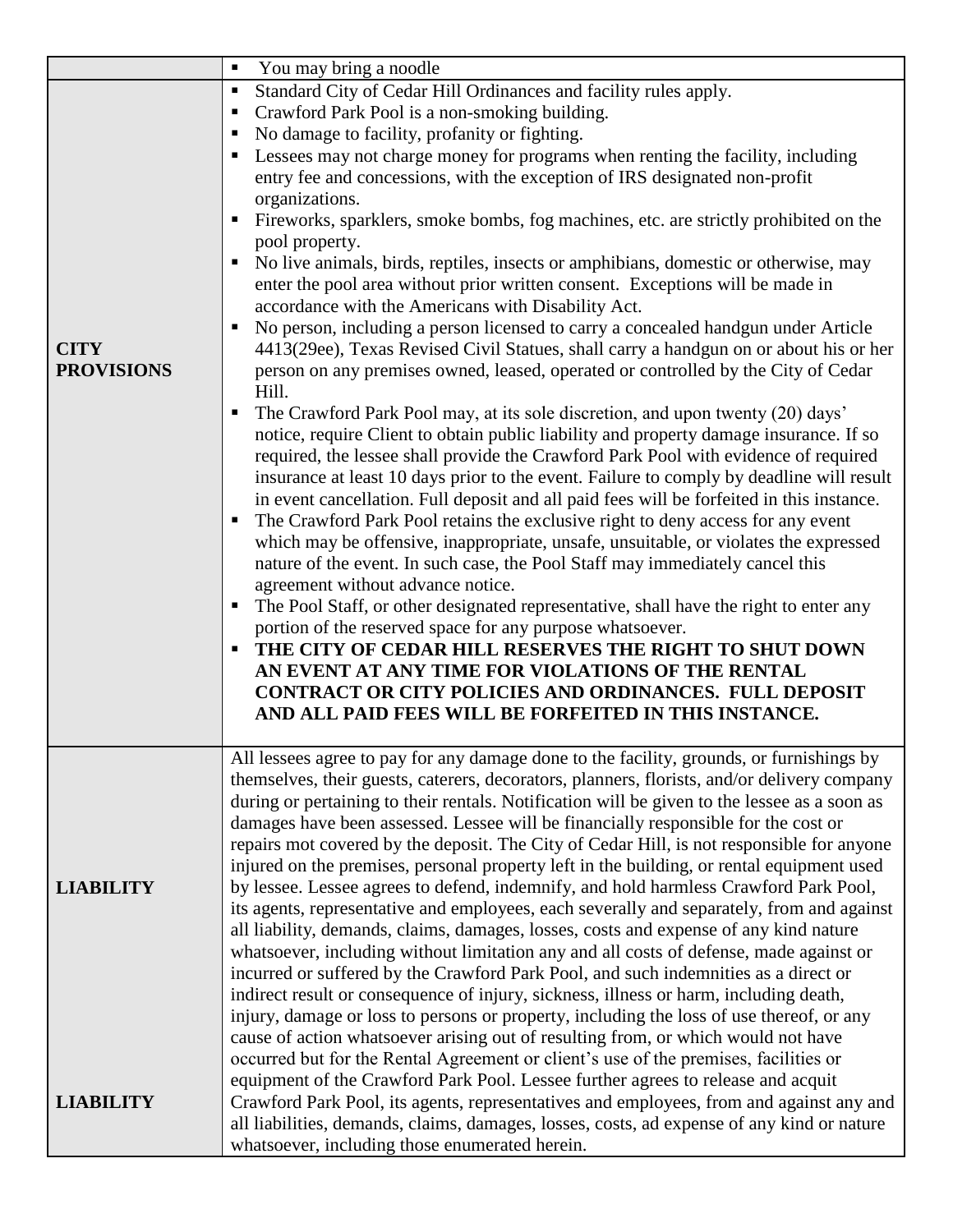| | |
|---|---|
| | ▪ You may bring a noodle |
| **CITY PROVISIONS** | ▪ Standard City of Cedar Hill Ordinances and facility rules apply.<br>▪ Crawford Park Pool is a non-smoking building.<br>▪ No damage to facility, profanity or fighting.<br>▪ Lessees may not charge money for programs when renting the facility, including entry fee and concessions, with the exception of IRS designated non-profit organizations.<br>▪ Fireworks, sparklers, smoke bombs, fog machines, etc. are strictly prohibited on the pool property.<br>▪ No live animals, birds, reptiles, insects or amphibians, domestic or otherwise, may enter the pool area without prior written consent. Exceptions will be made in accordance with the Americans with Disability Act.<br>▪ No person, including a person licensed to carry a concealed handgun under Article 4413(29ee), Texas Revised Civil Statues, shall carry a handgun on or about his or her person on any premises owned, leased, operated or controlled by the City of Cedar Hill.<br>▪ The Crawford Park Pool may, at its sole discretion, and upon twenty (20) days' notice, require Client to obtain public liability and property damage insurance. If so required, the lessee shall provide the Crawford Park Pool with evidence of required insurance at least 10 days prior to the event. Failure to comply by deadline will result in event cancellation. Full deposit and all paid fees will be forfeited in this instance.<br>▪ The Crawford Park Pool retains the exclusive right to deny access for any event which may be offensive, inappropriate, unsafe, unsuitable, or violates the expressed nature of the event. In such case, the Pool Staff may immediately cancel this agreement without advance notice.<br>▪ The Pool Staff, or other designated representative, shall have the right to enter any portion of the reserved space for any purpose whatsoever.<br>▪ **THE CITY OF CEDAR HILL RESERVES THE RIGHT TO SHUT DOWN AN EVENT AT ANY TIME FOR VIOLATIONS OF THE RENTAL CONTRACT OR CITY POLICIES AND ORDINANCES. FULL DEPOSIT AND ALL PAID FEES WILL BE FORFEITED IN THIS INSTANCE.** |
| **LIABILITY**<br><br>**LIABILITY** | All lessees agree to pay for any damage done to the facility, grounds, or furnishings by themselves, their guests, caterers, decorators, planners, florists, and/or delivery company during or pertaining to their rentals. Notification will be given to the lessee as a soon as damages have been assessed. Lessee will be financially responsible for the cost or repairs mot covered by the deposit. The City of Cedar Hill, is not responsible for anyone injured on the premises, personal property left in the building, or rental equipment used by lessee. Lessee agrees to defend, indemnify, and hold harmless Crawford Park Pool, its agents, representative and employees, each severally and separately, from and against all liability, demands, claims, damages, losses, costs and expense of any kind nature whatsoever, including without limitation any and all costs of defense, made against or incurred or suffered by the Crawford Park Pool, and such indemnities as a direct or indirect result or consequence of injury, sickness, illness or harm, including death, injury, damage or loss to persons or property, including the loss of use thereof, or any cause of action whatsoever arising out of resulting from, or which would not have occurred but for the Rental Agreement or client's use of the premises, facilities or equipment of the Crawford Park Pool. Lessee further agrees to release and acquit Crawford Park Pool, its agents, representatives and employees, from and against any and all liabilities, demands, claims, damages, losses, costs, ad expense of any kind or nature whatsoever, including those enumerated herein. |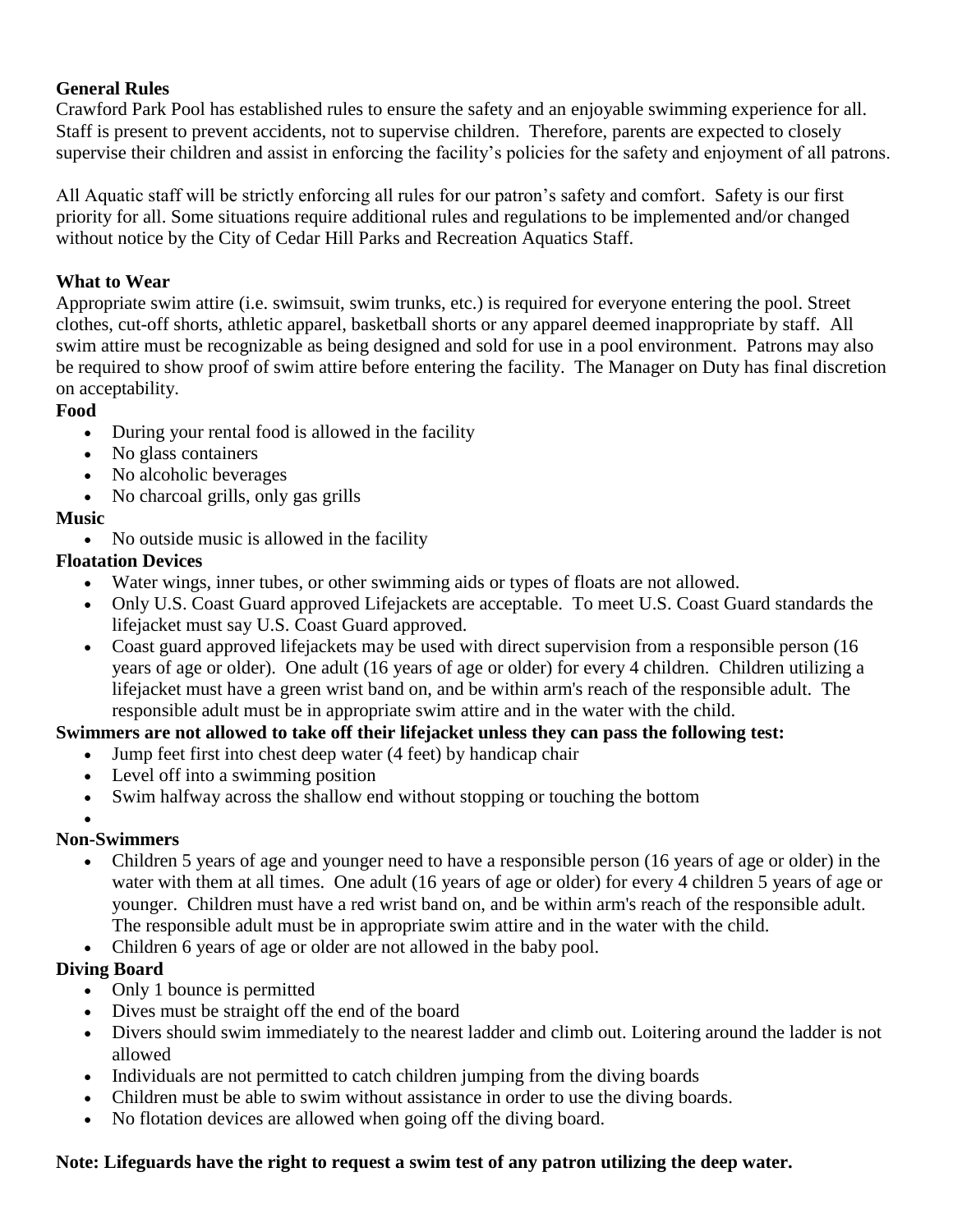**General Rules**

Crawford Park Pool has established rules to ensure the safety and an enjoyable swimming experience for all. Staff is present to prevent accidents, not to supervise children. Therefore, parents are expected to closely supervise their children and assist in enforcing the facility's policies for the safety and enjoyment of all patrons.

All Aquatic staff will be strictly enforcing all rules for our patron's safety and comfort. Safety is our first priority for all. Some situations require additional rules and regulations to be implemented and/or changed without notice by the City of Cedar Hill Parks and Recreation Aquatics Staff.

**What to Wear**

Appropriate swim attire (i.e. swimsuit, swim trunks, etc.) is required for everyone entering the pool. Street clothes, cut-off shorts, athletic apparel, basketball shorts or any apparel deemed inappropriate by staff. All swim attire must be recognizable as being designed and sold for use in a pool environment. Patrons may also be required to show proof of swim attire before entering the facility. The Manager on Duty has final discretion on acceptability.

**Food**

- During your rental food is allowed in the facility
- No glass containers
- No alcoholic beverages
- No charcoal grills, only gas grills

**Music**

- No outside music is allowed in the facility

**Floatation Devices**

- Water wings, inner tubes, or other swimming aids or types of floats are not allowed.
- Only U.S. Coast Guard approved Lifejackets are acceptable. To meet U.S. Coast Guard standards the lifejacket must say U.S. Coast Guard approved.
- Coast guard approved lifejackets may be used with direct supervision from a responsible person (16 years of age or older). One adult (16 years of age or older) for every 4 children. Children utilizing a lifejacket must have a green wrist band on, and be within arm's reach of the responsible adult. The responsible adult must be in appropriate swim attire and in the water with the child.

**Swimmers are not allowed to take off their lifejacket unless they can pass the following test:**

- Jump feet first into chest deep water (4 feet) by handicap chair
- Level off into a swimming position
- Swim halfway across the shallow end without stopping or touching the bottom

**Non-Swimmers**

- Children 5 years of age and younger need to have a responsible person (16 years of age or older) in the water with them at all times. One adult (16 years of age or older) for every 4 children 5 years of age or younger. Children must have a red wrist band on, and be within arm's reach of the responsible adult. The responsible adult must be in appropriate swim attire and in the water with the child.
- Children 6 years of age or older are not allowed in the baby pool.

**Diving Board**

- Only 1 bounce is permitted
- Dives must be straight off the end of the board
- Divers should swim immediately to the nearest ladder and climb out. Loitering around the ladder is not allowed
- Individuals are not permitted to catch children jumping from the diving boards
- Children must be able to swim without assistance in order to use the diving boards.
- No flotation devices are allowed when going off the diving board.

**Note: Lifeguards have the right to request a swim test of any patron utilizing the deep water.**